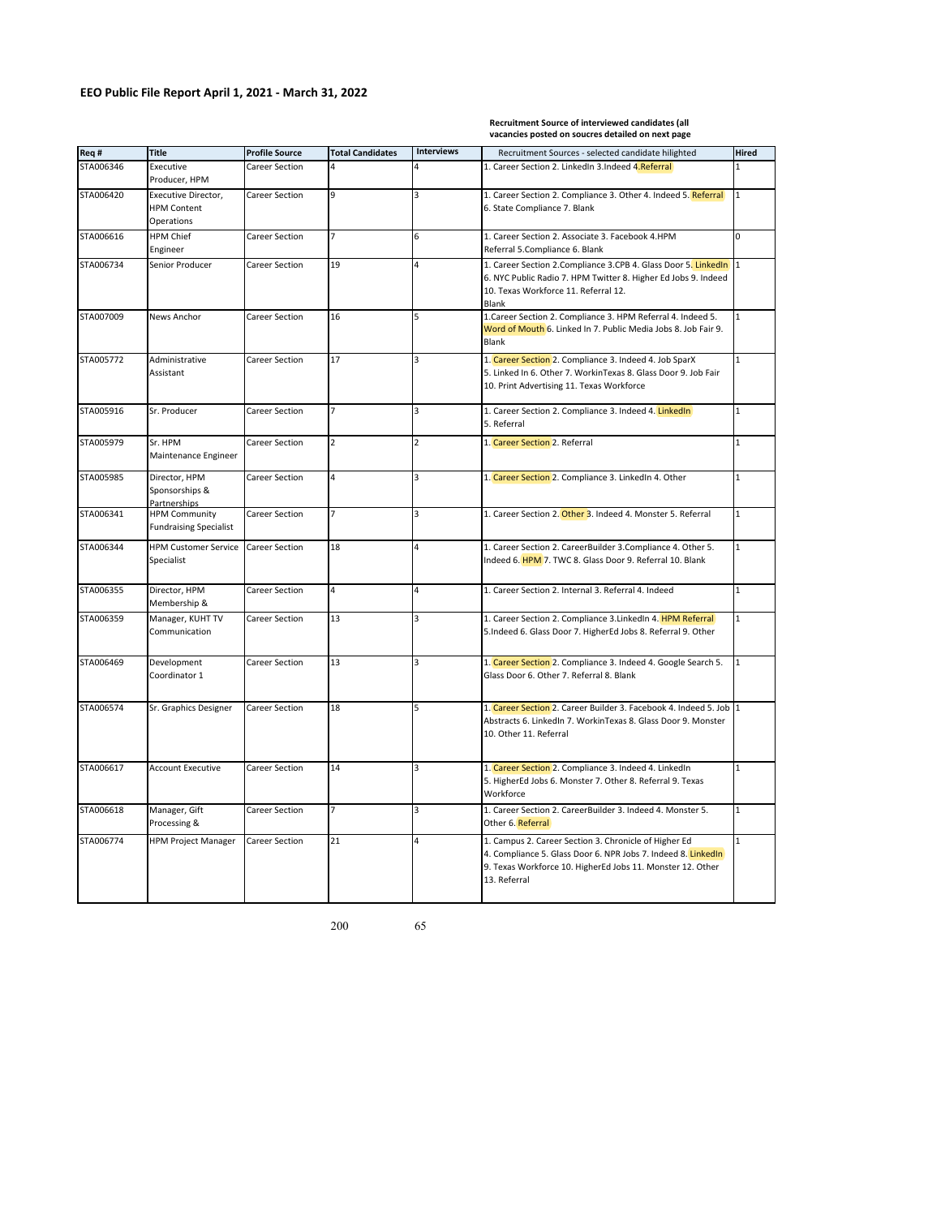## EEO Public File Report April 1, 2021 - March 31, 2022

**Recruitment Source of interviewed candidates (all vacancies posted on soucres detailed on next page**

| Req # | Title | Profile Source | Total Candidates | Interviews | Recruitment Sources - selected candidate hilighted | Hired |
|---|---|---|---|---|---|---|
| STA006346 | Executive Producer, HPM | Career Section | 4 | 4 | 1. Career Section 2. LinkedIn 3.Indeed 4.Referral | 1 |
| STA006420 | Executive Director, HPM Content Operations | Career Section | 9 | 3 | 1. Career Section 2. Compliance 3. Other 4. Indeed 5. Referral 6. State Compliance 7. Blank | 1 |
| STA006616 | HPM Chief Engineer | Career Section | 7 | 6 | 1. Career Section 2. Associate 3. Facebook 4.HPM Referral 5.Compliance 6. Blank | 0 |
| STA006734 | Senior Producer | Career Section | 19 | 4 | 1. Career Section 2.Compliance 3.CPB 4. Glass Door 5. LinkedIn 6. NYC Public Radio 7. HPM Twitter 8. Higher Ed Jobs 9. Indeed 10. Texas Workforce 11. Referral 12. Blank | 1 |
| STA007009 | News Anchor | Career Section | 16 | 5 | 1.Career Section 2. Compliance 3. HPM Referral 4. Indeed 5. Word of Mouth 6. Linked In 7. Public Media Jobs 8. Job Fair 9. Blank | 1 |
| STA005772 | Administrative Assistant | Career Section | 17 | 3 | 1. Career Section 2. Compliance 3. Indeed 4. Job SparX 5. Linked In 6. Other 7. WorkinTexas 8. Glass Door 9. Job Fair 10. Print Advertising 11. Texas Workforce | 1 |
| STA005916 | Sr. Producer | Career Section | 7 | 3 | 1. Career Section 2. Compliance 3. Indeed 4. LinkedIn 5. Referral | 1 |
| STA005979 | Sr. HPM Maintenance Engineer | Career Section | 2 | 2 | 1. Career Section 2. Referral | 1 |
| STA005985 | Director, HPM Sponsorships & Partnerships | Career Section | 4 | 3 | 1. Career Section 2. Compliance 3. LinkedIn 4. Other | 1 |
| STA006341 | HPM Community Fundraising Specialist | Career Section | 7 | 3 | 1. Career Section 2. Other 3. Indeed 4. Monster 5. Referral | 1 |
| STA006344 | HPM Customer Service Specialist | Career Section | 18 | 4 | 1. Career Section 2. CareerBuilder 3.Compliance 4. Other 5. Indeed 6. HPM 7. TWC 8. Glass Door 9. Referral 10. Blank | 1 |
| STA006355 | Director, HPM Membership & | Career Section | 4 | 4 | 1. Career Section 2. Internal 3. Referral 4. Indeed | 1 |
| STA006359 | Manager, KUHT TV Communication | Career Section | 13 | 3 | 1. Career Section 2. Compliance 3.LinkedIn 4. HPM Referral 5.Indeed 6. Glass Door 7. HigherEd Jobs 8. Referral 9. Other | 1 |
| STA006469 | Development Coordinator 1 | Career Section | 13 | 3 | 1. Career Section 2. Compliance 3. Indeed 4. Google Search 5. Glass Door 6. Other 7. Referral 8. Blank | 1 |
| STA006574 | Sr. Graphics Designer | Career Section | 18 | 5 | 1. Career Section 2. Career Builder 3. Facebook 4. Indeed 5. Job Abstracts 6. LinkedIn 7. WorkinTexas 8. Glass Door 9. Monster 10. Other 11. Referral | 1 |
| STA006617 | Account Executive | Career Section | 14 | 3 | 1. Career Section 2. Compliance 3. Indeed 4. LinkedIn 5. HigherEd Jobs 6. Monster 7. Other 8. Referral 9. Texas Workforce | 1 |
| STA006618 | Manager, Gift Processing & | Career Section | 7 | 3 | 1. Career Section 2. CareerBuilder 3. Indeed 4. Monster 5. Other 6. Referral | 1 |
| STA006774 | HPM Project Manager | Career Section | 21 | 4 | 1. Campus 2. Career Section 3. Chronicle of Higher Ed 4. Compliance 5. Glass Door 6. NPR Jobs 7. Indeed 8. LinkedIn 9. Texas Workforce 10. HigherEd Jobs 11. Monster 12. Other 13. Referral | 1 |
| | | | 200 | 65 | | |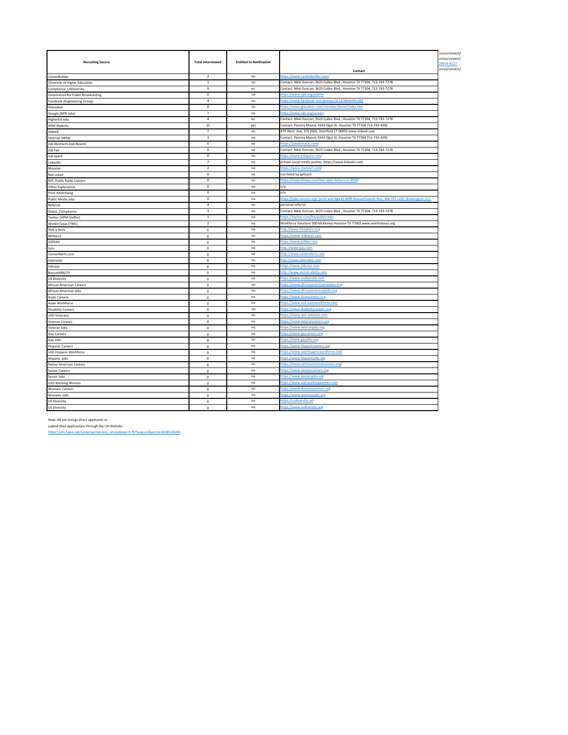| Recruiting Source | Total Interviewed | Entitled to Notification | Contact |
|---|---|---|---|
| CareerBuilder | 2 | no | https://www.careerbuilder.com/ |
| Chronicle of Higher Education | 1 | no | Contact: Nikki Duncan, 3623 Cullen Blvd., Houston TX 77204, 713-743-7278 |
| Compliance_USDiversity | 9 | no | Contact: Nikki Duncan, 3623 Cullen Blvd., Houston TX 77204, 713-743-7278 |
| Corporation for Public Broadcasting | 0 | no | https://www.cpb.org/jobline |
| Facebook (Engineering Group) | 4 | no | https://www.facebook.com/groups/351878044991389 |
| Glassdoor | 0 | no | https://www.glassdoor.com/member/home/index.htm |
| Google (NPR Jobs) | 1 | no | https://www.npr.org/careers |
| HigherEd Jobs | 4 | no | Contact: Nikki Duncan, 3623 Cullen Blvd., Houston TX 77204, 713-743-7278 |
| HPM Website | 15 | yes | Contact: Pammy Moore, 4343 Elgin St. Houston TX 77204 713-743-4392 |
| Indeed | 7 | no | 470 West. Ave, STE 2002, Stamford CT 06902 www.indeed.com |
| Internal (HPM) | 3 | no | Contact: Pammy Moore, 4343 Elgin St. Houston TX 77204 713-743-4392 |
| Job Abstracts (Job Board) | 0 | no | https://jobabstracts.com/ |
| Job Fair | 0 | no | Contact: Nikki Duncan, 3623 Cullen Blvd., Houston TX 77204, 713-743-7278 |
| Job SparX | 0 | no | https://www.jobsparx.com/ |
| LinkedIn | 7 | no | private social media pushes: https://www.linkedin.com |
| Monster | 2 | no | https://www.monster.com/ |
| Not Listed | 0 | no | not listed by aplicant |
| NYC Public Radio Listserv | 0 | no | https://hotpodnews.com/the-radio-listserv-in-2020/ |
| Other Explanation | 0 | no | n/a |
| Print Advertising | 0 | no | n/a |
| Public Media Jobs | 0 | no | https://jobs.current.org/ (print and digital) 4499 Massachusetts Ave., NW STE LL05, Washington, D.C. |
| Referral | 4 | no | personal referral |
| States_Compliance | 3 | no | Contact: Nikki Duncan, 3623 Cullen Blvd., Houston TX 77204, 713-743-7278 |
| Twitter (HPM Staffer) | 1 | no | https://twitter.com/houpublicradio |
| WorkInTexas (TWC) | 2 | no | Workforce Solutions 500 McKinney Houston TX 77002 www.workintexas.org |
| Hire a Hero | 0 | no | http://www.hireahero.org |
| Military1 | 0 | no | https://www.military1.com |
| JOFDAV | 0 | no | https://www.jofdav.com |
| Juju | 0 | no | http://www.juju.com |
| CareerAlerts.com | 0 | no | http://www.careeralerts.com |
| Jobsradar | 0 | no | http://www.jobsradar.com |
| Jobcase | 0 | no | https://www.jobcase.com |
| RecruitABILITY | 0 | no | http://www.recruit-ability.com |
| US Diversity | 0 | no | https://www.usdiversity.com |
| African American Careers | 0 | no | https://www.africanamericancareers.org |
| African American Jobs | 0 | no | https://www.africanamericanjobs.org |
| Asian Careers | 0 | no | https://www.asiancareers.org |
| Asian Workforce | 0 | no | https://www.usd-asianworkforce.com |
| Disability Careers | 0 | no | https://www.disabilitycareers.org |
| USD Veterans | 0 | no | https://www.usd-veterans.com |
| Veteran Careers | 0 | no | https://www.veterancareers.org |
| Veteran Jobs | 0 | no | https://www.veteranjobs.org |
| Gay Careers | 0 | no | https://www.gaycareers.org |
| Gay Jobs | 0 | no | https://www.gayjobs.org |
| Hispanic Careers | 0 | no | https://www.hispaniccareers.org |
| USD Hispanic Workforce | 0 | no | https://www.usd-hispanicworkforce.com |
| Hispanic Jobs | 0 | no | https://www.hispanicjobs.org |
| Native American Careers | 0 | no | https://www.nativeamericancareers.org/ |
| Senior Careers | 0 | no | https://www.seniorscareers.org |
| Senior Jobs | 0 | no | https://www.seniorsjobs.org |
| USD Working Women | 0 | no | https://www.usd-workingwomen.com |
| Womans Careers | 0 | no | https://www.womenscareers.org |
| Womens Jobs | 0 | no | https://www.womensjobs.org |
| US Diversity | 0 | no | https://usdiversity.net |
| US Diversity | 0 | no | https://www.usdiversity.org |

urces/careers/
urces/careers/
20016-8122
urces/careers/

Note: All job listings direct applicants to
submit their applications through the UH Website
https://uhs.taleo.net/careersection/ex1_uhs/jobsearch.ftl?lang=en&portal=8100120292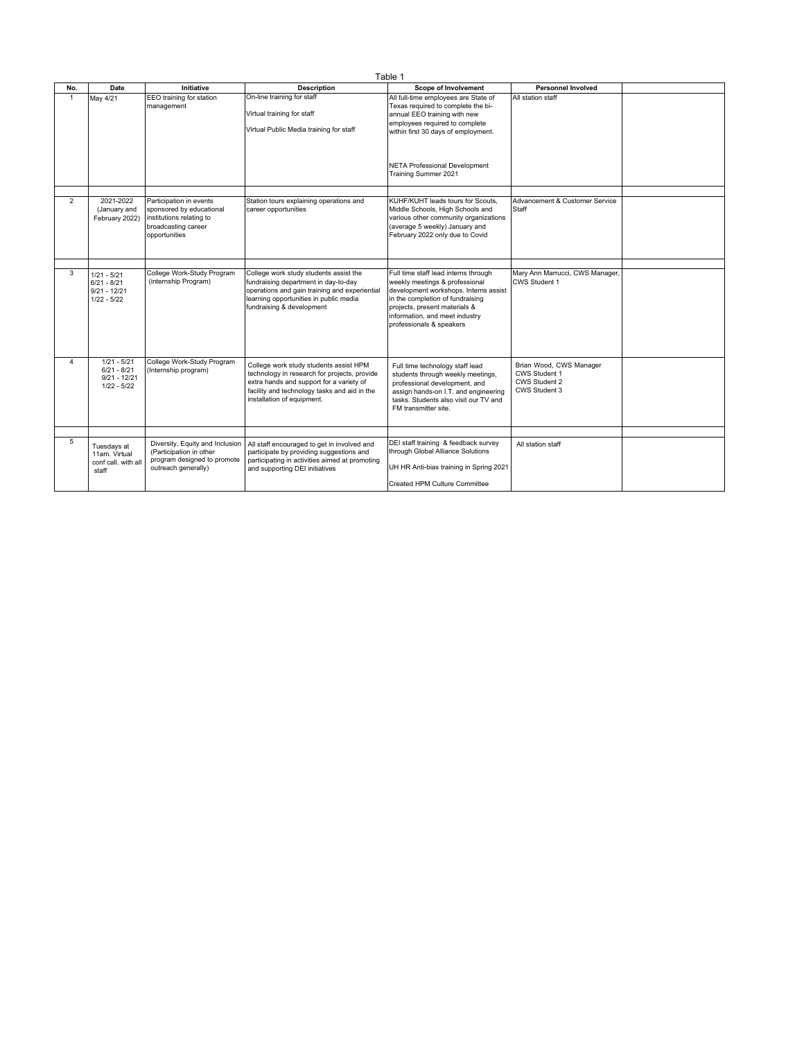Table 1

| No. | Date | Initiative | Description | Scope of Involvement | Personnel Involved | |
|---|---|---|---|---|---|---|
| 1 | May 4/21 | EEO training for station management | On-line training for staff<br><br>Virtual training for staff<br><br>Virtual Public Media training for staff | All full-time employees are State of Texas required to complete the bi-annual EEO training with new employees required to complete within first 30 days of employment.<br><br>NETA Professional Development Training Summer 2021 | All station staff | |
| | | | | | | |
| 2 | 2021-2022 (January and February 2022) | Participation in events sponsored by educational institutions relating to broadcasting career opportunities | Station tours explaining operations and career opportunities | KUHF/KUHT leads tours for Scouts, Middle Schools, High Schools and various other community organizations (average 5 weekly) January and February 2022 only due to Covid | Advancement & Customer Service Staff | |
| | | | | | | |
| 3 | 1/21 - 5/21<br>6/21 - 8/21<br>9/21 - 12/21<br>1/22 - 5/22 | College Work-Study Program (internship Program) | College work study students assist the fundraising department in day-to-day operations and gain training and experiential learning opportunities in public media fundraising & development | Full time staff lead interns through weekly meetings & professional development workshops. Interns assist in the completion of fundraising projects, present materials & information, and meet industry professionals & speakers | Mary Ann Marrucci, CWS Manager, CWS Student 1 | |
| 4 | 1/21 - 5/21<br>6/21 - 8/21<br>9/21 - 12/21<br>1/22 - 5/22 | College Work-Study Program (Internship program) | College work study students assist HPM technology in research for projects, provide extra hands and support for a variety of facility and technology tasks and aid in the installation of equipment. | Full time technology staff lead students through weekly meetings, professional development, and assign hands-on I.T. and engineering tasks. Students also visit our TV and FM transmitter site. | Brian Wood, CWS Manager<br>CWS Student 1<br>CWS Student 2<br>CWS Student 3 | |
| | | | | | | |
| 5 | Tuesdays at 11am. Virtual conf call. with all staff | Diversity, Equity and Inclusion (Participation in other program designed to promote outreach generally) | All staff encouraged to get in involved and participate by providing suggestions and participating in activities aimed at promoting and supporting DEI initiatives | DEI staff training & feedback survey through Global Alliance Solutions<br><br>UH HR Anti-bias training in Spring 2021<br><br>Created HPM Culture Committee | All station staff | |